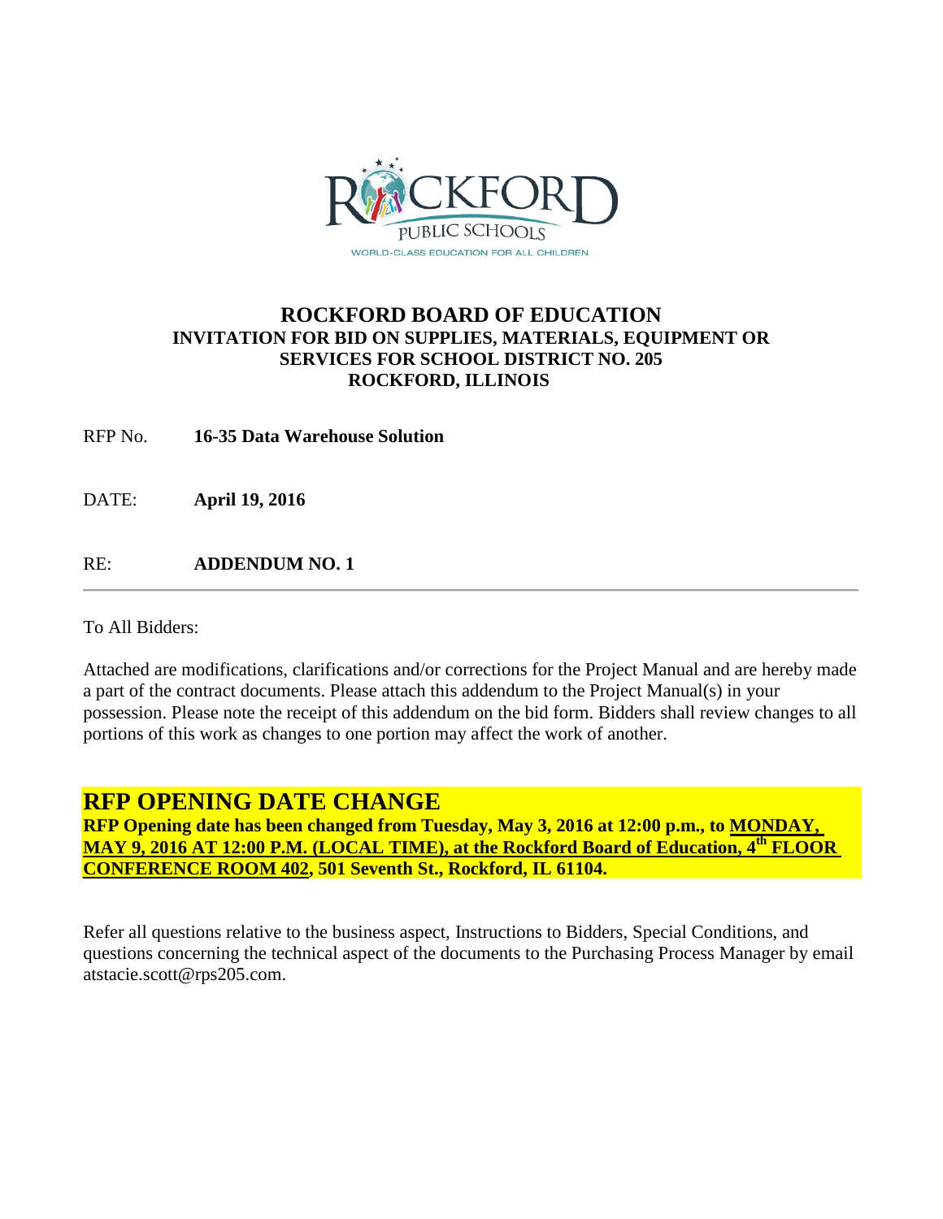ROCKFORD PUBLIC SCHOOLS

WORLD-CLASS EDUCATION FOR ALL CHILDREN

# ROCKFORD BOARD OF EDUCATION

## INVITATION FOR BID ON SUPPLIES, MATERIALS, EQUIPMENT OR SERVICES FOR SCHOOL DISTRICT NO. 205 ROCKFORD, ILLINOIS

RFP No. **16-35 Data Warehouse Solution**

DATE: **April 19, 2016**

RE: **ADDENDUM NO. 1**

---

To All Bidders:

Attached are modifications, clarifications and/or corrections for the Project Manual and are hereby made a part of the contract documents. Please attach this addendum to the Project Manual(s) in your possession. Please note the receipt of this addendum on the bid form. Bidders shall review changes to all portions of this work as changes to one portion may affect the work of another.

## RFP OPENING DATE CHANGE

**RFP Opening date has been changed from Tuesday, May 3, 2016 at 12:00 p.m., to MONDAY, MAY 9, 2016 AT 12:00 P.M. (LOCAL TIME), at the Rockford Board of Education, 4th FLOOR CONFERENCE ROOM 402, 501 Seventh St., Rockford, IL 61104.**

Refer all questions relative to the business aspect, Instructions to Bidders, Special Conditions, and questions concerning the technical aspect of the documents to the Purchasing Process Manager by email atstacie.scott@rps205.com.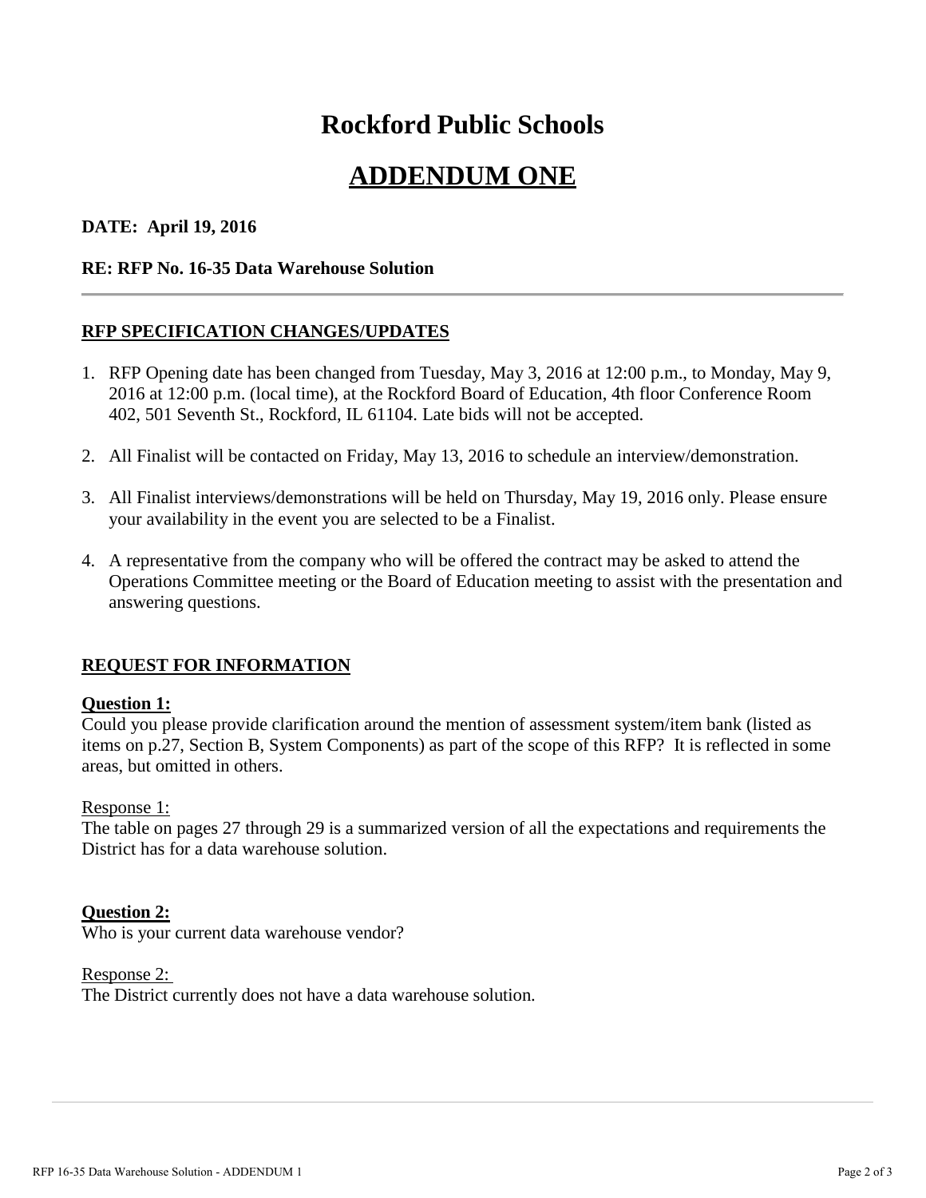# Rockford Public Schools

## ADDENDUM ONE

**DATE: April 19, 2016**

**RE: RFP No. 16-35 Data Warehouse Solution**

---

### RFP SPECIFICATION CHANGES/UPDATES

1. RFP Opening date has been changed from Tuesday, May 3, 2016 at 12:00 p.m., to Monday, May 9, 2016 at 12:00 p.m. (local time), at the Rockford Board of Education, 4th floor Conference Room 402, 501 Seventh St., Rockford, IL 61104. Late bids will not be accepted.

2. All Finalist will be contacted on Friday, May 13, 2016 to schedule an interview/demonstration.

3. All Finalist interviews/demonstrations will be held on Thursday, May 19, 2016 only. Please ensure your availability in the event you are selected to be a Finalist.

4. A representative from the company who will be offered the contract may be asked to attend the Operations Committee meeting or the Board of Education meeting to assist with the presentation and answering questions.

### REQUEST FOR INFORMATION

**Question 1:**
Could you please provide clarification around the mention of assessment system/item bank (listed as items on p.27, Section B, System Components) as part of the scope of this RFP? It is reflected in some areas, but omitted in others.

Response 1:
The table on pages 27 through 29 is a summarized version of all the expectations and requirements the District has for a data warehouse solution.

**Question 2:**
Who is your current data warehouse vendor?

Response 2:
The District currently does not have a data warehouse solution.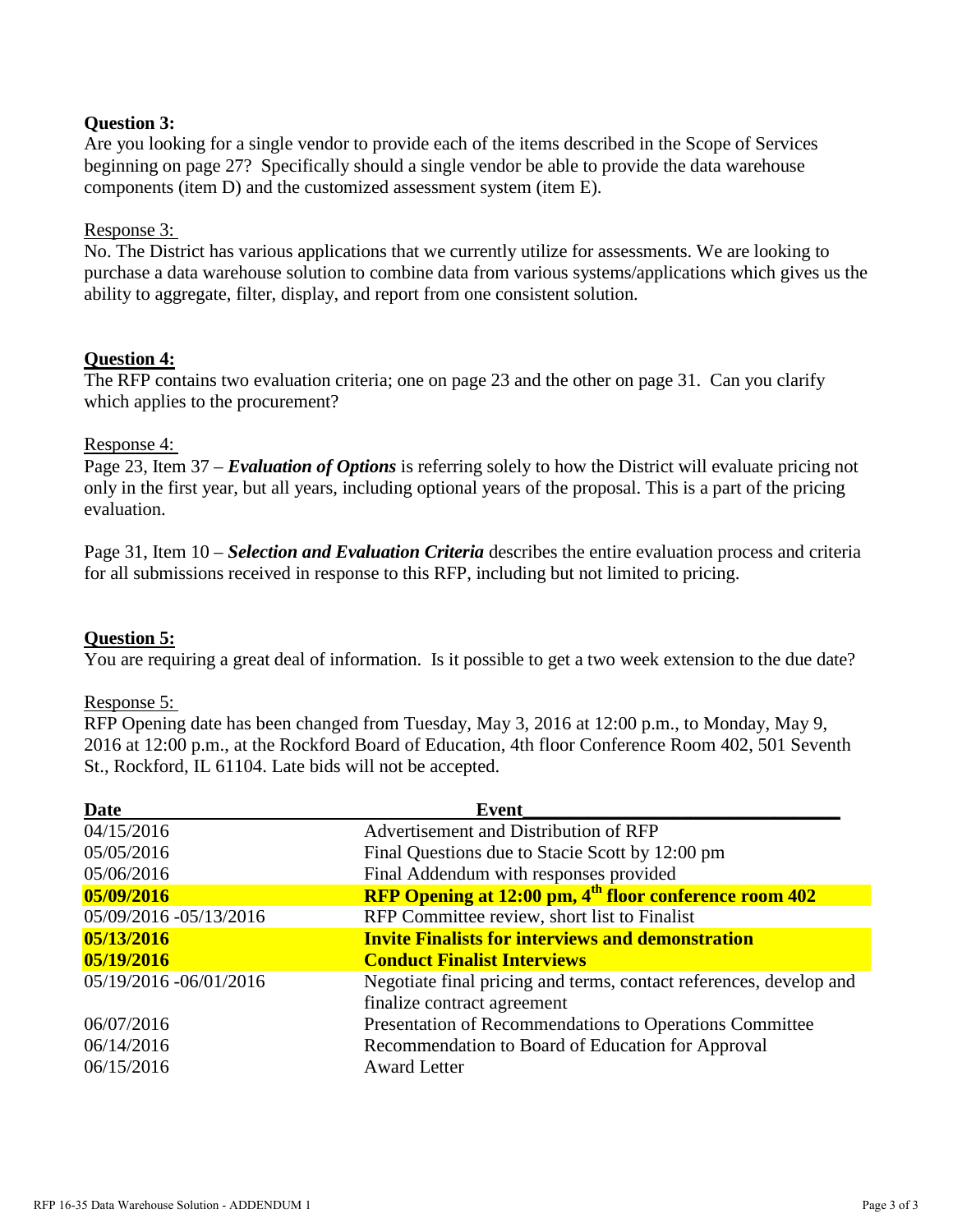**Question 3:**
Are you looking for a single vendor to provide each of the items described in the Scope of Services beginning on page 27? Specifically should a single vendor be able to provide the data warehouse components (item D) and the customized assessment system (item E).

Response 3:
No. The District has various applications that we currently utilize for assessments. We are looking to purchase a data warehouse solution to combine data from various systems/applications which gives us the ability to aggregate, filter, display, and report from one consistent solution.

**Question 4:**
The RFP contains two evaluation criteria; one on page 23 and the other on page 31. Can you clarify which applies to the procurement?

Response 4:
Page 23, Item 37 – ***Evaluation of Options*** is referring solely to how the District will evaluate pricing not only in the first year, but all years, including optional years of the proposal. This is a part of the pricing evaluation.

Page 31, Item 10 – ***Selection and Evaluation Criteria*** describes the entire evaluation process and criteria for all submissions received in response to this RFP, including but not limited to pricing.

**Question 5:**
You are requiring a great deal of information. Is it possible to get a two week extension to the due date?

Response 5:
RFP Opening date has been changed from Tuesday, May 3, 2016 at 12:00 p.m., to Monday, May 9, 2016 at 12:00 p.m., at the Rockford Board of Education, 4th floor Conference Room 402, 501 Seventh St., Rockford, IL 61104. Late bids will not be accepted.

| Date | Event |
|---|---|
| 04/15/2016 | Advertisement and Distribution of RFP |
| 05/05/2016 | Final Questions due to Stacie Scott by 12:00 pm |
| 05/06/2016 | Final Addendum with responses provided |
| **05/09/2016** | **RFP Opening at 12:00 pm, 4th floor conference room 402** |
| 05/09/2016 -05/13/2016 | RFP Committee review, short list to Finalist |
| **05/13/2016** | **Invite Finalists for interviews and demonstration** |
| **05/19/2016** | **Conduct Finalist Interviews** |
| 05/19/2016 -06/01/2016 | Negotiate final pricing and terms, contact references, develop and finalize contract agreement |
| 06/07/2016 | Presentation of Recommendations to Operations Committee |
| 06/14/2016 | Recommendation to Board of Education for Approval |
| 06/15/2016 | Award Letter |